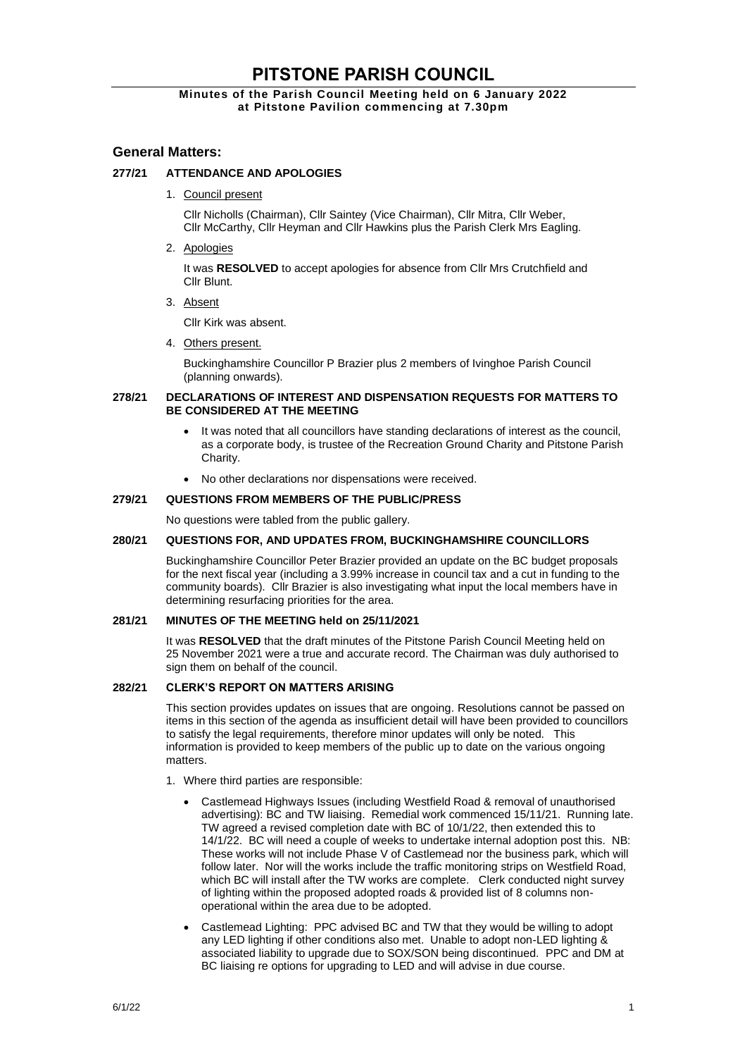# PITSTONE PARISH COUNCIL

**Minutes of the Parish Council Meeting held on 6 January 2022 at Pitstone Pavilion commencing at 7.30pm**

## General Matters:

### 277/21 ATTENDANCE AND APOLOGIES

1. Council present

   Cllr Nicholls (Chairman), Cllr Saintey (Vice Chairman), Cllr Mitra, Cllr Weber, Cllr McCarthy, Cllr Heyman and Cllr Hawkins plus the Parish Clerk Mrs Eagling.

2. Apologies

   It was **RESOLVED** to accept apologies for absence from Cllr Mrs Crutchfield and Cllr Blunt.

3. Absent

   Cllr Kirk was absent.

4. Others present.

   Buckinghamshire Councillor P Brazier plus 2 members of Ivinghoe Parish Council (planning onwards).

### 278/21 DECLARATIONS OF INTEREST AND DISPENSATION REQUESTS FOR MATTERS TO BE CONSIDERED AT THE MEETING

- It was noted that all councillors have standing declarations of interest as the council, as a corporate body, is trustee of the Recreation Ground Charity and Pitstone Parish Charity.
- No other declarations nor dispensations were received.

### 279/21 QUESTIONS FROM MEMBERS OF THE PUBLIC/PRESS

No questions were tabled from the public gallery.

### 280/21 QUESTIONS FOR, AND UPDATES FROM, BUCKINGHAMSHIRE COUNCILLORS

Buckinghamshire Councillor Peter Brazier provided an update on the BC budget proposals for the next fiscal year (including a 3.99% increase in council tax and a cut in funding to the community boards). Cllr Brazier is also investigating what input the local members have in determining resurfacing priorities for the area.

### 281/21 MINUTES OF THE MEETING held on 25/11/2021

It was **RESOLVED** that the draft minutes of the Pitstone Parish Council Meeting held on 25 November 2021 were a true and accurate record. The Chairman was duly authorised to sign them on behalf of the council.

### 282/21 CLERK'S REPORT ON MATTERS ARISING

This section provides updates on issues that are ongoing. Resolutions cannot be passed on items in this section of the agenda as insufficient detail will have been provided to councillors to satisfy the legal requirements, therefore minor updates will only be noted. This information is provided to keep members of the public up to date on the various ongoing matters.

1. Where third parties are responsible:

   - Castlemead Highways Issues (including Westfield Road & removal of unauthorised advertising): BC and TW liaising. Remedial work commenced 15/11/21. Running late. TW agreed a revised completion date with BC of 10/1/22, then extended this to 14/1/22. BC will need a couple of weeks to undertake internal adoption post this. NB: These works will not include Phase V of Castlemead nor the business park, which will follow later. Nor will the works include the traffic monitoring strips on Westfield Road, which BC will install after the TW works are complete. Clerk conducted night survey of lighting within the proposed adopted roads & provided list of 8 columns non-operational within the area due to be adopted.
   - Castlemead Lighting: PPC advised BC and TW that they would be willing to adopt any LED lighting if other conditions also met. Unable to adopt non-LED lighting & associated liability to upgrade due to SOX/SON being discontinued. PPC and DM at BC liaising re options for upgrading to LED and will advise in due course.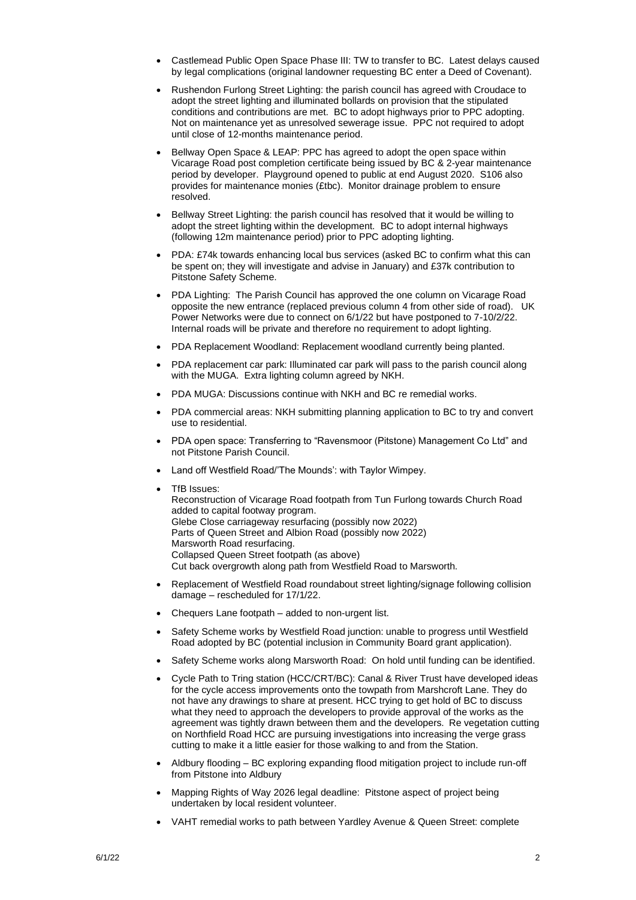- Castlemead Public Open Space Phase III: TW to transfer to BC. Latest delays caused by legal complications (original landowner requesting BC enter a Deed of Covenant).
- Rushendon Furlong Street Lighting: the parish council has agreed with Croudace to adopt the street lighting and illuminated bollards on provision that the stipulated conditions and contributions are met. BC to adopt highways prior to PPC adopting. Not on maintenance yet as unresolved sewerage issue. PPC not required to adopt until close of 12-months maintenance period.
- Bellway Open Space & LEAP: PPC has agreed to adopt the open space within Vicarage Road post completion certificate being issued by BC & 2-year maintenance period by developer. Playground opened to public at end August 2020. S106 also provides for maintenance monies (£tbc). Monitor drainage problem to ensure resolved.
- Bellway Street Lighting: the parish council has resolved that it would be willing to adopt the street lighting within the development. BC to adopt internal highways (following 12m maintenance period) prior to PPC adopting lighting.
- PDA: £74k towards enhancing local bus services (asked BC to confirm what this can be spent on; they will investigate and advise in January) and £37k contribution to Pitstone Safety Scheme.
- PDA Lighting: The Parish Council has approved the one column on Vicarage Road opposite the new entrance (replaced previous column 4 from other side of road). UK Power Networks were due to connect on 6/1/22 but have postponed to 7-10/2/22. Internal roads will be private and therefore no requirement to adopt lighting.
- PDA Replacement Woodland: Replacement woodland currently being planted.
- PDA replacement car park: Illuminated car park will pass to the parish council along with the MUGA. Extra lighting column agreed by NKH.
- PDA MUGA: Discussions continue with NKH and BC re remedial works.
- PDA commercial areas: NKH submitting planning application to BC to try and convert use to residential.
- PDA open space: Transferring to "Ravensmoor (Pitstone) Management Co Ltd" and not Pitstone Parish Council.
- Land off Westfield Road/'The Mounds': with Taylor Wimpey.
- TfB Issues:
  Reconstruction of Vicarage Road footpath from Tun Furlong towards Church Road added to capital footway program.
  Glebe Close carriageway resurfacing (possibly now 2022)
  Parts of Queen Street and Albion Road (possibly now 2022)
  Marsworth Road resurfacing.
  Collapsed Queen Street footpath (as above)
  Cut back overgrowth along path from Westfield Road to Marsworth.
- Replacement of Westfield Road roundabout street lighting/signage following collision damage – rescheduled for 17/1/22.
- Chequers Lane footpath – added to non-urgent list.
- Safety Scheme works by Westfield Road junction: unable to progress until Westfield Road adopted by BC (potential inclusion in Community Board grant application).
- Safety Scheme works along Marsworth Road: On hold until funding can be identified.
- Cycle Path to Tring station (HCC/CRT/BC): Canal & River Trust have developed ideas for the cycle access improvements onto the towpath from Marshcroft Lane. They do not have any drawings to share at present. HCC trying to get hold of BC to discuss what they need to approach the developers to provide approval of the works as the agreement was tightly drawn between them and the developers. Re vegetation cutting on Northfield Road HCC are pursuing investigations into increasing the verge grass cutting to make it a little easier for those walking to and from the Station.
- Aldbury flooding – BC exploring expanding flood mitigation project to include run-off from Pitstone into Aldbury
- Mapping Rights of Way 2026 legal deadline: Pitstone aspect of project being undertaken by local resident volunteer.
- VAHT remedial works to path between Yardley Avenue & Queen Street: complete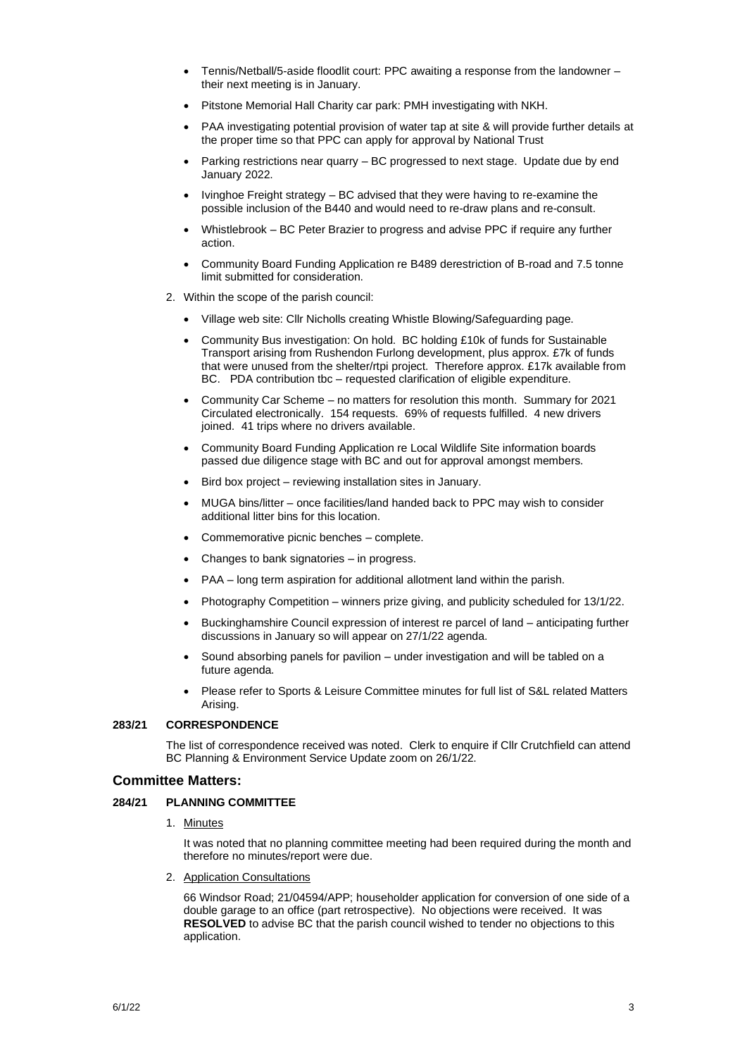- Tennis/Netball/5-aside floodlit court: PPC awaiting a response from the landowner – their next meeting is in January.
- Pitstone Memorial Hall Charity car park: PMH investigating with NKH.
- PAA investigating potential provision of water tap at site & will provide further details at the proper time so that PPC can apply for approval by National Trust
- Parking restrictions near quarry – BC progressed to next stage. Update due by end January 2022.
- Ivinghoe Freight strategy – BC advised that they were having to re-examine the possible inclusion of the B440 and would need to re-draw plans and re-consult.
- Whistlebrook – BC Peter Brazier to progress and advise PPC if require any further action.
- Community Board Funding Application re B489 derestriction of B-road and 7.5 tonne limit submitted for consideration.

2. Within the scope of the parish council:

   - Village web site: Cllr Nicholls creating Whistle Blowing/Safeguarding page.
   - Community Bus investigation: On hold. BC holding £10k of funds for Sustainable Transport arising from Rushendon Furlong development, plus approx. £7k of funds that were unused from the shelter/rtpi project. Therefore approx. £17k available from BC. PDA contribution tbc – requested clarification of eligible expenditure.
   - Community Car Scheme – no matters for resolution this month. Summary for 2021 Circulated electronically. 154 requests. 69% of requests fulfilled. 4 new drivers joined. 41 trips where no drivers available.
   - Community Board Funding Application re Local Wildlife Site information boards passed due diligence stage with BC and out for approval amongst members.
   - Bird box project – reviewing installation sites in January.
   - MUGA bins/litter – once facilities/land handed back to PPC may wish to consider additional litter bins for this location.
   - Commemorative picnic benches – complete.
   - Changes to bank signatories – in progress.
   - PAA – long term aspiration for additional allotment land within the parish.
   - Photography Competition – winners prize giving, and publicity scheduled for 13/1/22.
   - Buckinghamshire Council expression of interest re parcel of land – anticipating further discussions in January so will appear on 27/1/22 agenda.
   - Sound absorbing panels for pavilion – under investigation and will be tabled on a future agenda.
   - Please refer to Sports & Leisure Committee minutes for full list of S&L related Matters Arising.

**283/21 CORRESPONDENCE**

The list of correspondence received was noted. Clerk to enquire if Cllr Crutchfield can attend BC Planning & Environment Service Update zoom on 26/1/22.

## Committee Matters:

**284/21 PLANNING COMMITTEE**

1. Minutes

   It was noted that no planning committee meeting had been required during the month and therefore no minutes/report were due.

2. Application Consultations

   66 Windsor Road; 21/04594/APP; householder application for conversion of one side of a double garage to an office (part retrospective). No objections were received. It was **RESOLVED** to advise BC that the parish council wished to tender no objections to this application.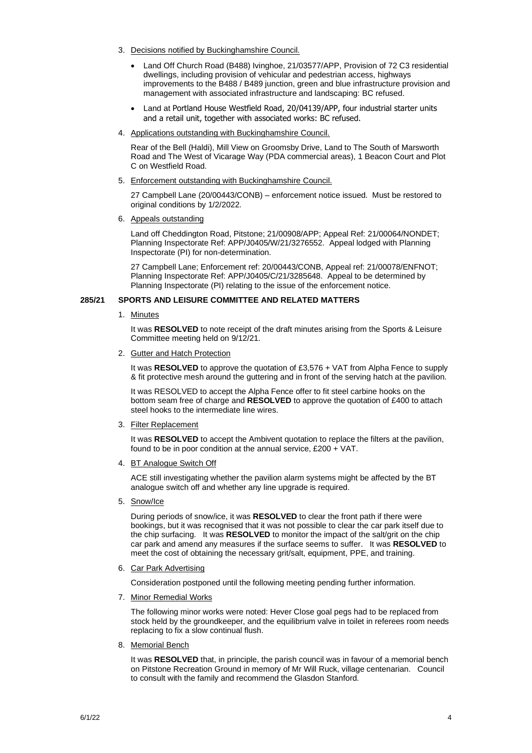3. Decisions notified by Buckinghamshire Council.

   - Land Off Church Road (B488) Ivinghoe, 21/03577/APP, Provision of 72 C3 residential dwellings, including provision of vehicular and pedestrian access, highways improvements to the B488 / B489 junction, green and blue infrastructure provision and management with associated infrastructure and landscaping: BC refused.
   - Land at Portland House Westfield Road, 20/04139/APP, four industrial starter units and a retail unit, together with associated works: BC refused.

4. Applications outstanding with Buckinghamshire Council.

   Rear of the Bell (Haldi), Mill View on Groomsby Drive, Land to The South of Marsworth Road and The West of Vicarage Way (PDA commercial areas), 1 Beacon Court and Plot C on Westfield Road.

5. Enforcement outstanding with Buckinghamshire Council.

   27 Campbell Lane (20/00443/CONB) – enforcement notice issued. Must be restored to original conditions by 1/2/2022.

6. Appeals outstanding

   Land off Cheddington Road, Pitstone; 21/00908/APP; Appeal Ref: 21/00064/NONDET; Planning Inspectorate Ref: APP/J0405/W/21/3276552. Appeal lodged with Planning Inspectorate (PI) for non-determination.

   27 Campbell Lane; Enforcement ref: 20/00443/CONB, Appeal ref: 21/00078/ENFNOT; Planning Inspectorate Ref: APP/J0405/C/21/3285648. Appeal to be determined by Planning Inspectorate (PI) relating to the issue of the enforcement notice.

## 285/21 SPORTS AND LEISURE COMMITTEE AND RELATED MATTERS

1. Minutes

   It was **RESOLVED** to note receipt of the draft minutes arising from the Sports & Leisure Committee meeting held on 9/12/21.

2. Gutter and Hatch Protection

   It was **RESOLVED** to approve the quotation of £3,576 + VAT from Alpha Fence to supply & fit protective mesh around the guttering and in front of the serving hatch at the pavilion.

   It was RESOLVED to accept the Alpha Fence offer to fit steel carbine hooks on the bottom seam free of charge and **RESOLVED** to approve the quotation of £400 to attach steel hooks to the intermediate line wires.

3. Filter Replacement

   It was **RESOLVED** to accept the Ambivent quotation to replace the filters at the pavilion, found to be in poor condition at the annual service, £200 + VAT.

4. BT Analogue Switch Off

   ACE still investigating whether the pavilion alarm systems might be affected by the BT analogue switch off and whether any line upgrade is required.

5. Snow/Ice

   During periods of snow/ice, it was **RESOLVED** to clear the front path if there were bookings, but it was recognised that it was not possible to clear the car park itself due to the chip surfacing. It was **RESOLVED** to monitor the impact of the salt/grit on the chip car park and amend any measures if the surface seems to suffer. It was **RESOLVED** to meet the cost of obtaining the necessary grit/salt, equipment, PPE, and training.

6. Car Park Advertising

   Consideration postponed until the following meeting pending further information.

7. Minor Remedial Works

   The following minor works were noted: Hever Close goal pegs had to be replaced from stock held by the groundkeeper, and the equilibrium valve in toilet in referees room needs replacing to fix a slow continual flush.

8. Memorial Bench

   It was **RESOLVED** that, in principle, the parish council was in favour of a memorial bench on Pitstone Recreation Ground in memory of Mr Will Ruck, village centenarian. Council to consult with the family and recommend the Glasdon Stanford.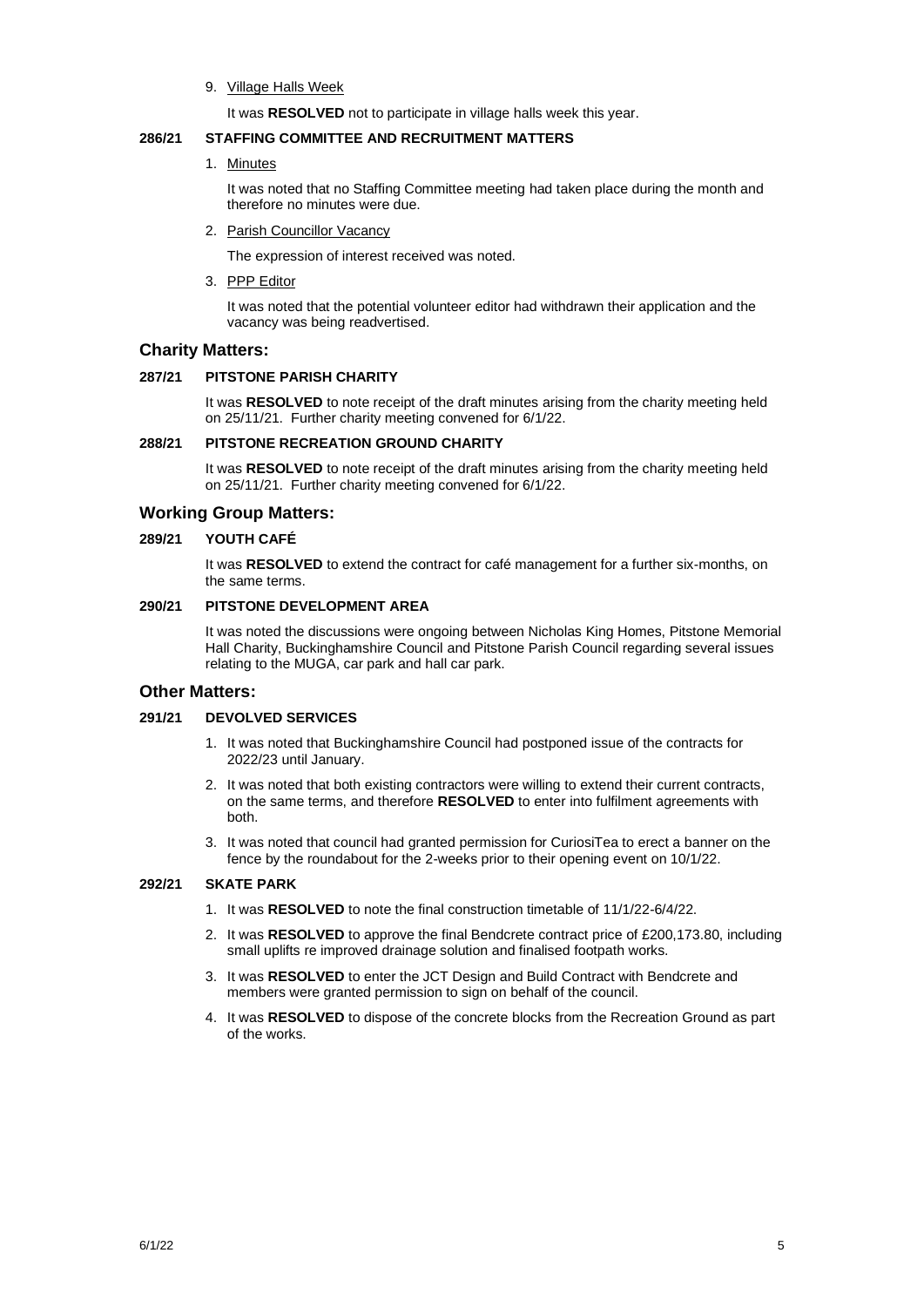9. Village Halls Week

   It was **RESOLVED** not to participate in village halls week this year.

**286/21 STAFFING COMMITTEE AND RECRUITMENT MATTERS**

1. Minutes

   It was noted that no Staffing Committee meeting had taken place during the month and therefore no minutes were due.

2. Parish Councillor Vacancy

   The expression of interest received was noted.

3. PPP Editor

   It was noted that the potential volunteer editor had withdrawn their application and the vacancy was being readvertised.

## Charity Matters:

**287/21 PITSTONE PARISH CHARITY**

It was **RESOLVED** to note receipt of the draft minutes arising from the charity meeting held on 25/11/21. Further charity meeting convened for 6/1/22.

**288/21 PITSTONE RECREATION GROUND CHARITY**

It was **RESOLVED** to note receipt of the draft minutes arising from the charity meeting held on 25/11/21. Further charity meeting convened for 6/1/22.

## Working Group Matters:

**289/21 YOUTH CAFÉ**

It was **RESOLVED** to extend the contract for café management for a further six-months, on the same terms.

**290/21 PITSTONE DEVELOPMENT AREA**

It was noted the discussions were ongoing between Nicholas King Homes, Pitstone Memorial Hall Charity, Buckinghamshire Council and Pitstone Parish Council regarding several issues relating to the MUGA, car park and hall car park.

## Other Matters:

**291/21 DEVOLVED SERVICES**

1. It was noted that Buckinghamshire Council had postponed issue of the contracts for 2022/23 until January.
2. It was noted that both existing contractors were willing to extend their current contracts, on the same terms, and therefore **RESOLVED** to enter into fulfilment agreements with both.
3. It was noted that council had granted permission for CuriosiTea to erect a banner on the fence by the roundabout for the 2-weeks prior to their opening event on 10/1/22.

**292/21 SKATE PARK**

1. It was **RESOLVED** to note the final construction timetable of 11/1/22-6/4/22.
2. It was **RESOLVED** to approve the final Bendcrete contract price of £200,173.80, including small uplifts re improved drainage solution and finalised footpath works.
3. It was **RESOLVED** to enter the JCT Design and Build Contract with Bendcrete and members were granted permission to sign on behalf of the council.
4. It was **RESOLVED** to dispose of the concrete blocks from the Recreation Ground as part of the works.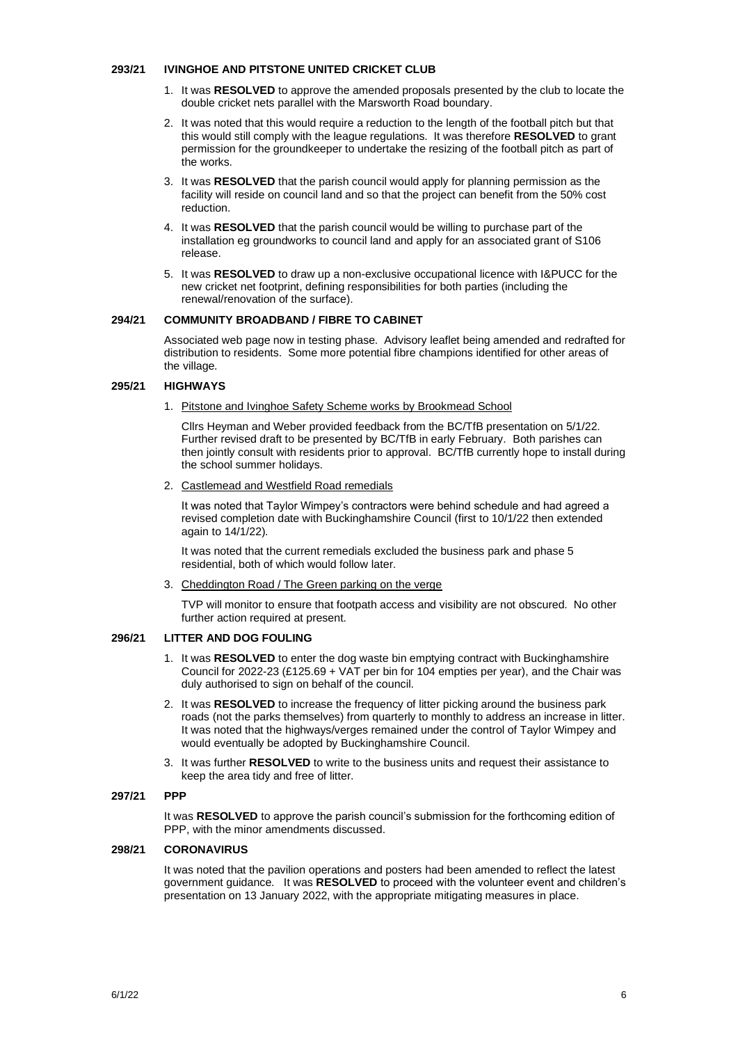**293/21 IVINGHOE AND PITSTONE UNITED CRICKET CLUB**

1. It was **RESOLVED** to approve the amended proposals presented by the club to locate the double cricket nets parallel with the Marsworth Road boundary.
2. It was noted that this would require a reduction to the length of the football pitch but that this would still comply with the league regulations. It was therefore **RESOLVED** to grant permission for the groundkeeper to undertake the resizing of the football pitch as part of the works.
3. It was **RESOLVED** that the parish council would apply for planning permission as the facility will reside on council land and so that the project can benefit from the 50% cost reduction.
4. It was **RESOLVED** that the parish council would be willing to purchase part of the installation eg groundworks to council land and apply for an associated grant of S106 release.
5. It was **RESOLVED** to draw up a non-exclusive occupational licence with I&PUCC for the new cricket net footprint, defining responsibilities for both parties (including the renewal/renovation of the surface).

**294/21 COMMUNITY BROADBAND / FIBRE TO CABINET**

Associated web page now in testing phase. Advisory leaflet being amended and redrafted for distribution to residents. Some more potential fibre champions identified for other areas of the village.

**295/21 HIGHWAYS**

1. Pitstone and Ivinghoe Safety Scheme works by Brookmead School

   Cllrs Heyman and Weber provided feedback from the BC/TfB presentation on 5/1/22. Further revised draft to be presented by BC/TfB in early February. Both parishes can then jointly consult with residents prior to approval. BC/TfB currently hope to install during the school summer holidays.

2. Castlemead and Westfield Road remedials

   It was noted that Taylor Wimpey's contractors were behind schedule and had agreed a revised completion date with Buckinghamshire Council (first to 10/1/22 then extended again to 14/1/22).

   It was noted that the current remedials excluded the business park and phase 5 residential, both of which would follow later.

3. Cheddington Road / The Green parking on the verge

   TVP will monitor to ensure that footpath access and visibility are not obscured. No other further action required at present.

**296/21 LITTER AND DOG FOULING**

1. It was **RESOLVED** to enter the dog waste bin emptying contract with Buckinghamshire Council for 2022-23 (£125.69 + VAT per bin for 104 empties per year), and the Chair was duly authorised to sign on behalf of the council.
2. It was **RESOLVED** to increase the frequency of litter picking around the business park roads (not the parks themselves) from quarterly to monthly to address an increase in litter. It was noted that the highways/verges remained under the control of Taylor Wimpey and would eventually be adopted by Buckinghamshire Council.
3. It was further **RESOLVED** to write to the business units and request their assistance to keep the area tidy and free of litter.

**297/21 PPP**

It was **RESOLVED** to approve the parish council's submission for the forthcoming edition of PPP, with the minor amendments discussed.

**298/21 CORONAVIRUS**

It was noted that the pavilion operations and posters had been amended to reflect the latest government guidance. It was **RESOLVED** to proceed with the volunteer event and children's presentation on 13 January 2022, with the appropriate mitigating measures in place.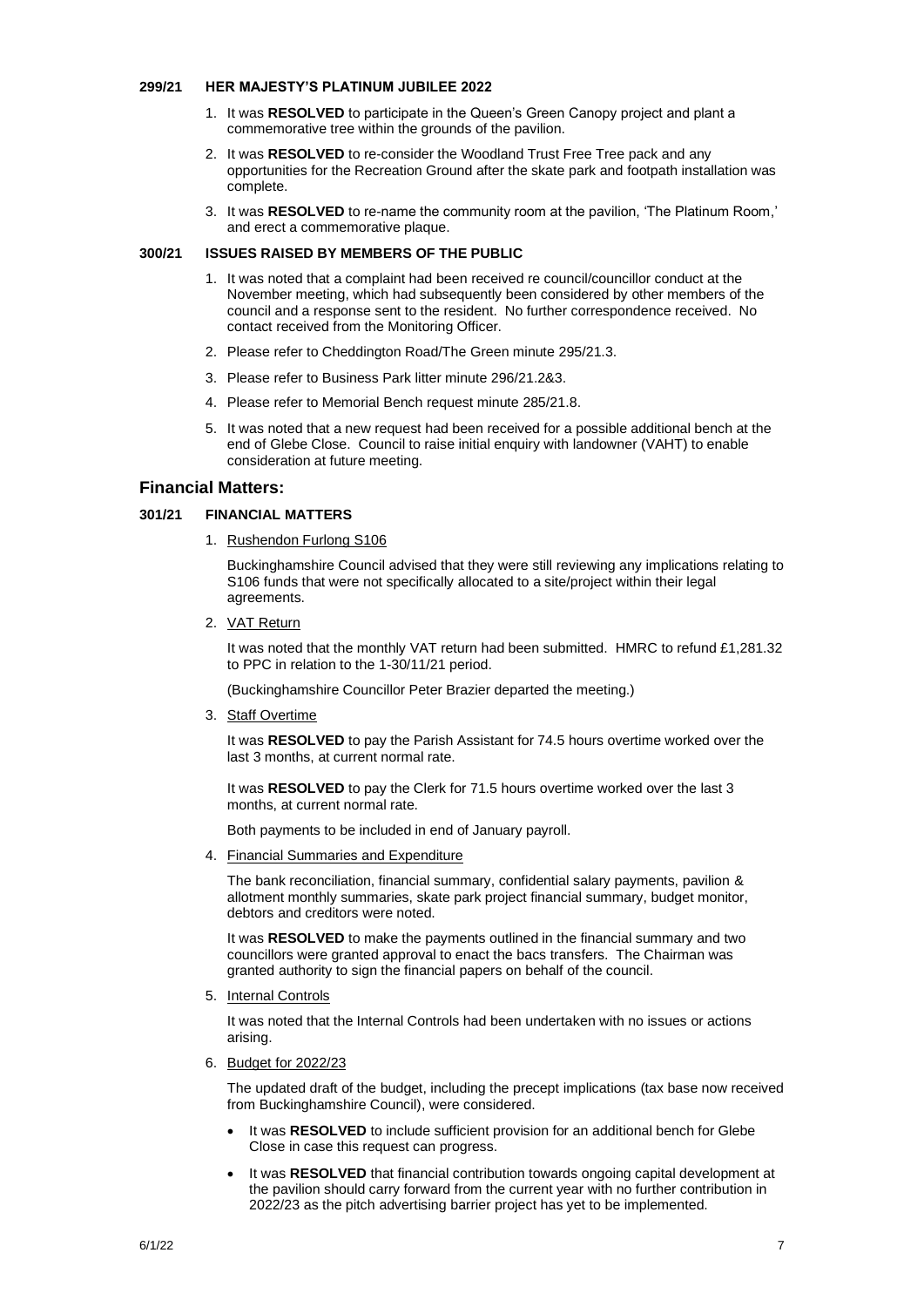**299/21 HER MAJESTY'S PLATINUM JUBILEE 2022**

1. It was **RESOLVED** to participate in the Queen's Green Canopy project and plant a commemorative tree within the grounds of the pavilion.
2. It was **RESOLVED** to re-consider the Woodland Trust Free Tree pack and any opportunities for the Recreation Ground after the skate park and footpath installation was complete.
3. It was **RESOLVED** to re-name the community room at the pavilion, 'The Platinum Room,' and erect a commemorative plaque.

**300/21 ISSUES RAISED BY MEMBERS OF THE PUBLIC**

1. It was noted that a complaint had been received re council/councillor conduct at the November meeting, which had subsequently been considered by other members of the council and a response sent to the resident. No further correspondence received. No contact received from the Monitoring Officer.
2. Please refer to Cheddington Road/The Green minute 295/21.3.
3. Please refer to Business Park litter minute 296/21.2&3.
4. Please refer to Memorial Bench request minute 285/21.8.
5. It was noted that a new request had been received for a possible additional bench at the end of Glebe Close. Council to raise initial enquiry with landowner (VAHT) to enable consideration at future meeting.

## Financial Matters:

**301/21 FINANCIAL MATTERS**

1. Rushendon Furlong S106

   Buckinghamshire Council advised that they were still reviewing any implications relating to S106 funds that were not specifically allocated to a site/project within their legal agreements.

2. VAT Return

   It was noted that the monthly VAT return had been submitted. HMRC to refund £1,281.32 to PPC in relation to the 1-30/11/21 period.

   (Buckinghamshire Councillor Peter Brazier departed the meeting.)

3. Staff Overtime

   It was **RESOLVED** to pay the Parish Assistant for 74.5 hours overtime worked over the last 3 months, at current normal rate.

   It was **RESOLVED** to pay the Clerk for 71.5 hours overtime worked over the last 3 months, at current normal rate.

   Both payments to be included in end of January payroll.

4. Financial Summaries and Expenditure

   The bank reconciliation, financial summary, confidential salary payments, pavilion & allotment monthly summaries, skate park project financial summary, budget monitor, debtors and creditors were noted.

   It was **RESOLVED** to make the payments outlined in the financial summary and two councillors were granted approval to enact the bacs transfers. The Chairman was granted authority to sign the financial papers on behalf of the council.

5. Internal Controls

   It was noted that the Internal Controls had been undertaken with no issues or actions arising.

6. Budget for 2022/23

   The updated draft of the budget, including the precept implications (tax base now received from Buckinghamshire Council), were considered.

   - It was **RESOLVED** to include sufficient provision for an additional bench for Glebe Close in case this request can progress.
   - It was **RESOLVED** that financial contribution towards ongoing capital development at the pavilion should carry forward from the current year with no further contribution in 2022/23 as the pitch advertising barrier project has yet to be implemented.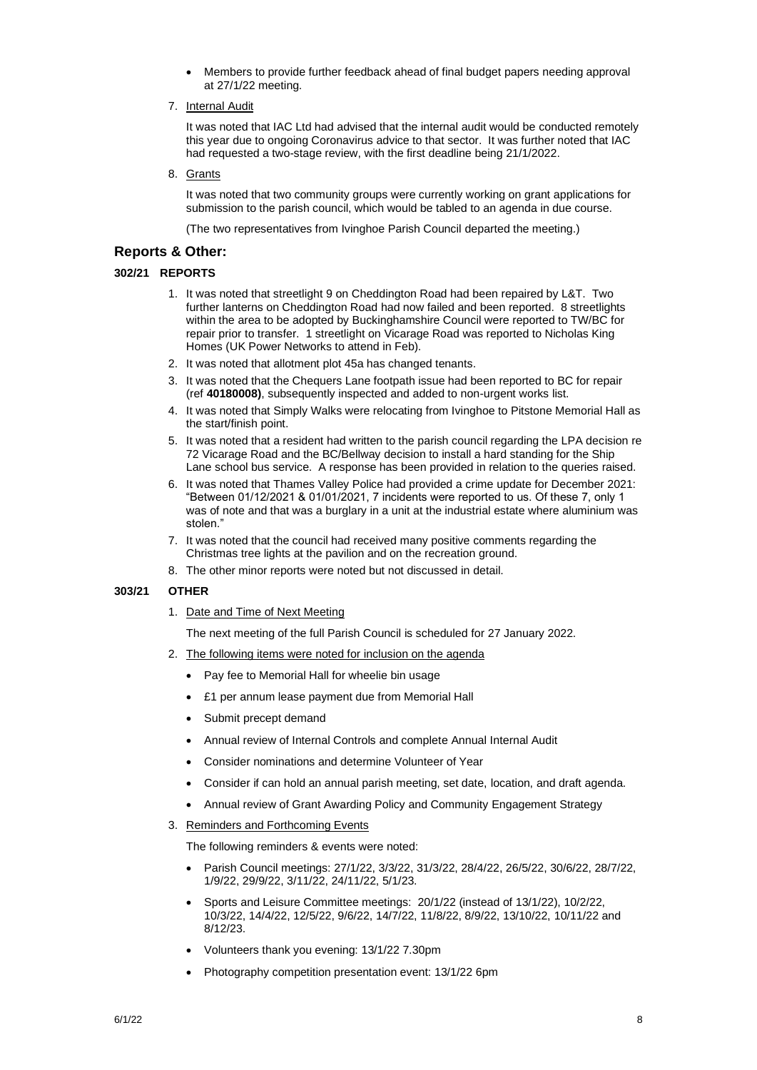- Members to provide further feedback ahead of final budget papers needing approval at 27/1/22 meeting.

7. Internal Audit

   It was noted that IAC Ltd had advised that the internal audit would be conducted remotely this year due to ongoing Coronavirus advice to that sector. It was further noted that IAC had requested a two-stage review, with the first deadline being 21/1/2022.

8. Grants

   It was noted that two community groups were currently working on grant applications for submission to the parish council, which would be tabled to an agenda in due course.

   (The two representatives from Ivinghoe Parish Council departed the meeting.)

## Reports & Other:

### 302/21 REPORTS

1. It was noted that streetlight 9 on Cheddington Road had been repaired by L&T. Two further lanterns on Cheddington Road had now failed and been reported. 8 streetlights within the area to be adopted by Buckinghamshire Council were reported to TW/BC for repair prior to transfer. 1 streetlight on Vicarage Road was reported to Nicholas King Homes (UK Power Networks to attend in Feb).
2. It was noted that allotment plot 45a has changed tenants.
3. It was noted that the Chequers Lane footpath issue had been reported to BC for repair (ref **40180008)**, subsequently inspected and added to non-urgent works list.
4. It was noted that Simply Walks were relocating from Ivinghoe to Pitstone Memorial Hall as the start/finish point.
5. It was noted that a resident had written to the parish council regarding the LPA decision re 72 Vicarage Road and the BC/Bellway decision to install a hard standing for the Ship Lane school bus service. A response has been provided in relation to the queries raised.
6. It was noted that Thames Valley Police had provided a crime update for December 2021: "Between 01/12/2021 & 01/01/2021, 7 incidents were reported to us. Of these 7, only 1 was of note and that was a burglary in a unit at the industrial estate where aluminium was stolen."
7. It was noted that the council had received many positive comments regarding the Christmas tree lights at the pavilion and on the recreation ground.
8. The other minor reports were noted but not discussed in detail.

### 303/21 OTHER

1. Date and Time of Next Meeting

   The next meeting of the full Parish Council is scheduled for 27 January 2022.

2. The following items were noted for inclusion on the agenda

   - Pay fee to Memorial Hall for wheelie bin usage
   - £1 per annum lease payment due from Memorial Hall
   - Submit precept demand
   - Annual review of Internal Controls and complete Annual Internal Audit
   - Consider nominations and determine Volunteer of Year
   - Consider if can hold an annual parish meeting, set date, location, and draft agenda.
   - Annual review of Grant Awarding Policy and Community Engagement Strategy

3. Reminders and Forthcoming Events

   The following reminders & events were noted:

   - Parish Council meetings: 27/1/22, 3/3/22, 31/3/22, 28/4/22, 26/5/22, 30/6/22, 28/7/22, 1/9/22, 29/9/22, 3/11/22, 24/11/22, 5/1/23.
   - Sports and Leisure Committee meetings: 20/1/22 (instead of 13/1/22), 10/2/22, 10/3/22, 14/4/22, 12/5/22, 9/6/22, 14/7/22, 11/8/22, 8/9/22, 13/10/22, 10/11/22 and 8/12/23.
   - Volunteers thank you evening: 13/1/22 7.30pm
   - Photography competition presentation event: 13/1/22 6pm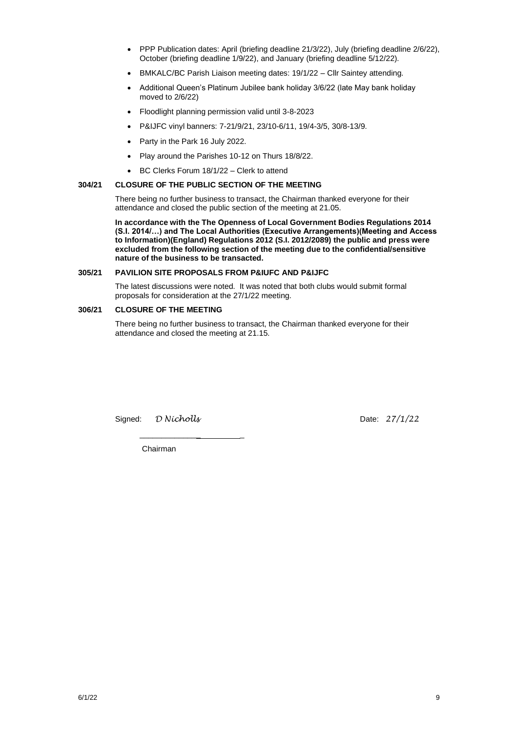- PPP Publication dates: April (briefing deadline 21/3/22), July (briefing deadline 2/6/22), October (briefing deadline 1/9/22), and January (briefing deadline 5/12/22).
- BMKALC/BC Parish Liaison meeting dates: 19/1/22 – Cllr Saintey attending.
- Additional Queen's Platinum Jubilee bank holiday 3/6/22 (late May bank holiday moved to 2/6/22)
- Floodlight planning permission valid until 3-8-2023
- P&IJFC vinyl banners: 7-21/9/21, 23/10-6/11, 19/4-3/5, 30/8-13/9.
- Party in the Park 16 July 2022.
- Play around the Parishes 10-12 on Thurs 18/8/22.
- BC Clerks Forum 18/1/22 – Clerk to attend

**304/21 CLOSURE OF THE PUBLIC SECTION OF THE MEETING**

There being no further business to transact, the Chairman thanked everyone for their attendance and closed the public section of the meeting at 21.05.

**In accordance with the The Openness of Local Government Bodies Regulations 2014 (S.I. 2014/…) and The Local Authorities (Executive Arrangements)(Meeting and Access to Information)(England) Regulations 2012 (S.I. 2012/2089) the public and press were excluded from the following section of the meeting due to the confidential/sensitive nature of the business to be transacted.**

**305/21 PAVILION SITE PROPOSALS FROM P&IUFC AND P&IJFC**

The latest discussions were noted. It was noted that both clubs would submit formal proposals for consideration at the 27/1/22 meeting.

**306/21 CLOSURE OF THE MEETING**

There being no further business to transact, the Chairman thanked everyone for their attendance and closed the meeting at 21.15.

Signed: *D Nicholls* Date: *27/1/22*

Chairman